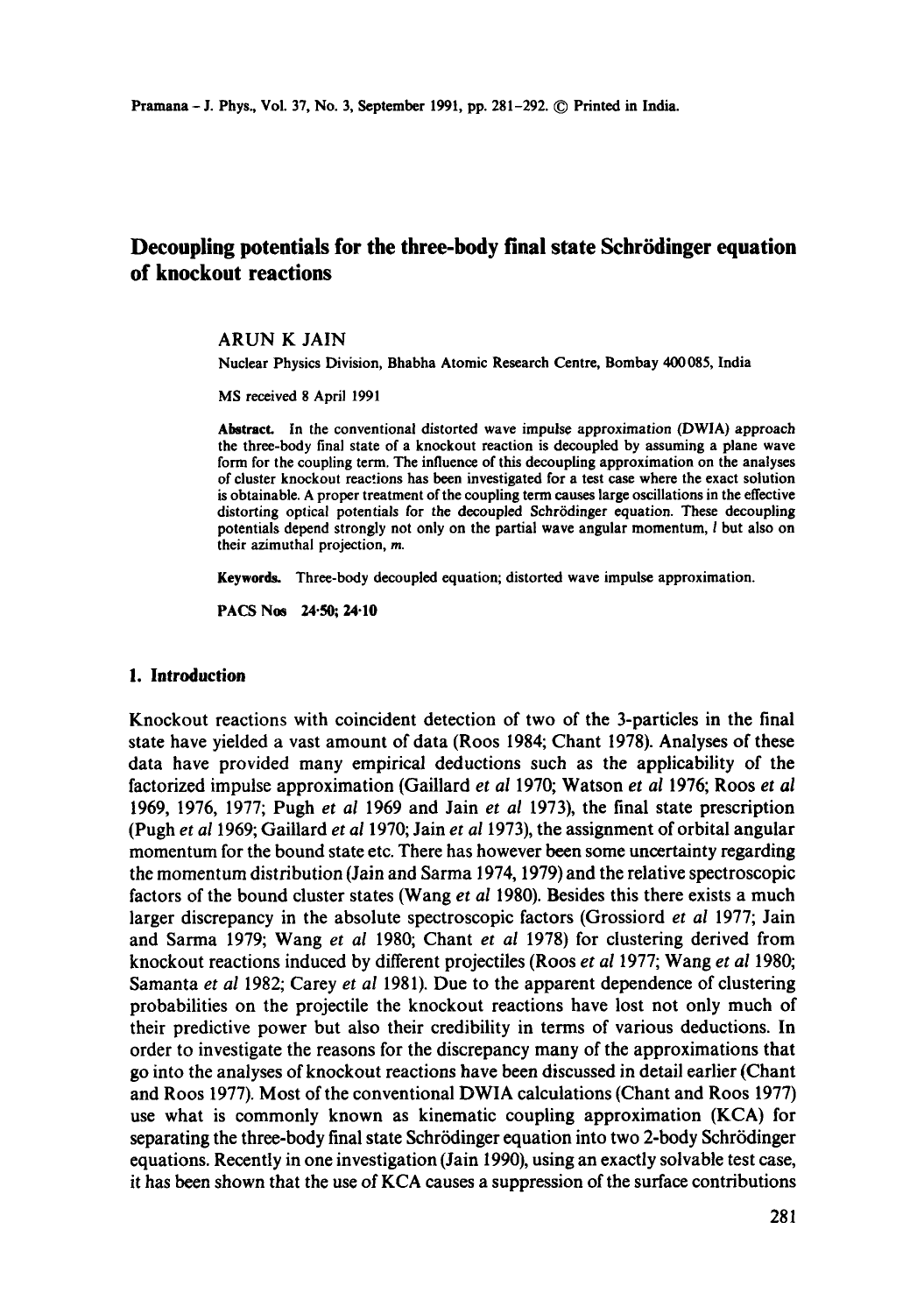# Decoupling potentials for the three-body final state Schrödinger equation of knockout reactions

ARUN K JAIN

Nuclear Physics Division, Bhabha Atomic Research Centre, Bombay 400085, India

MS received 8 April 1991

**Abstract.** In the conventional distorted wave impulse approximation (DWIA) approach the three-body final state of a knockout reaction is decoupled by assuming a plane wave form for the coupling term. The influence of this decoupling approximation on the analyses of cluster knockout reactions has been investigated for a test case where the exact solution is obtainable. A proper treatment of the coupling term causes large oscillations in the effective distorting optical potentials for the decoupled Schrödinger equation. These decoupling potentials depend strongly not only on the partial wave angular momentum, $l$ but also on their azimuthal projection, $m$.

**Keywords.** Three-body decoupled equation; distorted wave impulse approximation.

**PACS Nos** 24·50; 24·10

## 1. Introduction

Knockout reactions with coincident detection of two of the 3-particles in the final state have yielded a vast amount of data (Roos 1984; Chant 1978). Analyses of these data have provided many empirical deductions such as the applicability of the factorized impulse approximation (Gaillard *et al* 1970; Watson *et al* 1976; Roos *et al* 1969, 1976, 1977; Pugh *et al* 1969 and Jain *et al* 1973), the final state prescription (Pugh *et al* 1969; Gaillard *et al* 1970; Jain *et al* 1973), the assignment of orbital angular momentum for the bound state etc. There has however been some uncertainty regarding the momentum distribution (Jain and Sarma 1974, 1979) and the relative spectroscopic factors of the bound cluster states (Wang *et al* 1980). Besides this there exists a much larger discrepancy in the absolute spectroscopic factors (Grossiord *et al* 1977; Jain and Sarma 1979; Wang *et al* 1980; Chant *et al* 1978) for clustering derived from knockout reactions induced by different projectiles (Roos *et al* 1977; Wang *et al* 1980; Samanta *et al* 1982; Carey *et al* 1981). Due to the apparent dependence of clustering probabilities on the projectile the knockout reactions have lost not only much of their predictive power but also their credibility in terms of various deductions. In order to investigate the reasons for the discrepancy many of the approximations that go into the analyses of knockout reactions have been discussed in detail earlier (Chant and Roos 1977). Most of the conventional DWIA calculations (Chant and Roos 1977) use what is commonly known as kinematic coupling approximation (KCA) for separating the three-body final state Schrödinger equation into two 2-body Schrödinger equations. Recently in one investigation (Jain 1990), using an exactly solvable test case, it has been shown that the use of KCA causes a suppression of the surface contributions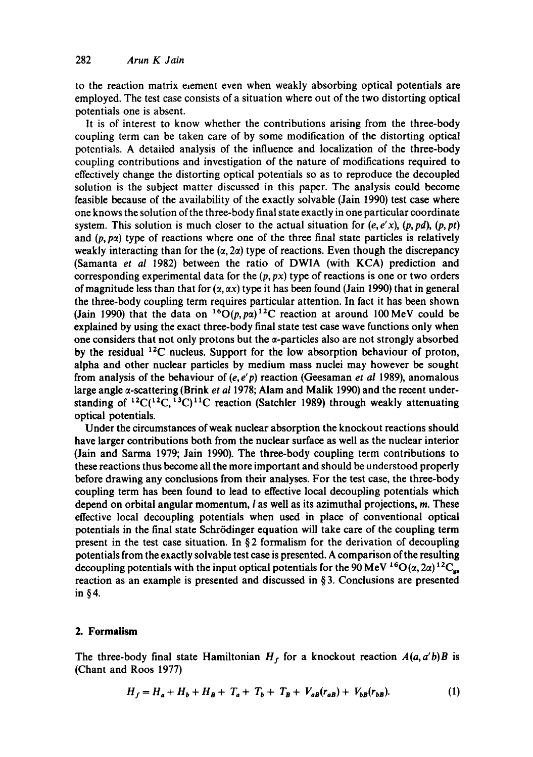to the reaction matrix element even when weakly absorbing optical potentials are employed. The test case consists of a situation where out of the two distorting optical potentials one is absent.

It is of interest to know whether the contributions arising from the three-body coupling term can be taken care of by some modification of the distorting optical potentials. A detailed analysis of the influence and localization of the three-body coupling contributions and investigation of the nature of modifications required to effectively change the distorting optical potentials so as to reproduce the decoupled solution is the subject matter discussed in this paper. The analysis could become feasible because of the availability of the exactly solvable (Jain 1990) test case where one knows the solution of the three-body final state exactly in one particular coordinate system. This solution is much closer to the actual situation for $(e, e'x)$, $(p, pd)$, $(p, pt)$ and $(p, p\alpha)$ type of reactions where one of the three final state particles is relatively weakly interacting than for the $(\alpha, 2\alpha)$ type of reactions. Even though the discrepancy (Samanta *et al* 1982) between the ratio of DWIA (with KCA) prediction and corresponding experimental data for the $(p, px)$ type of reactions is one or two orders of magnitude less than that for $(\alpha, \alpha x)$ type it has been found (Jain 1990) that in general the three-body coupling term requires particular attention. In fact it has been shown (Jain 1990) that the data on $^{16}O(p, p\alpha)^{12}C$ reaction at around 100 MeV could be explained by using the exact three-body final state test case wave functions only when one considers that not only protons but the $\alpha$-particles also are not strongly absorbed by the residual $^{12}C$ nucleus. Support for the low absorption behaviour of proton, alpha and other nuclear particles by medium mass nuclei may however be sought from analysis of the behaviour of $(e, e'p)$ reaction (Geesaman *et al* 1989), anomalous large angle $\alpha$-scattering (Brink *et al* 1978; Alam and Malik 1990) and the recent understanding of $^{12}C(^{12}C, ^{13}C)^{11}C$ reaction (Satchler 1989) through weakly attenuating optical potentials.

Under the circumstances of weak nuclear absorption the knockout reactions should have larger contributions both from the nuclear surface as well as the nuclear interior (Jain and Sarma 1979; Jain 1990). The three-body coupling term contributions to these reactions thus become all the more important and should be understood properly before drawing any conclusions from their analyses. For the test case, the three-body coupling term has been found to lead to effective local decoupling potentials which depend on orbital angular momentum, $l$ as well as its azimuthal projections, $m$. These effective local decoupling potentials when used in place of conventional optical potentials in the final state Schrödinger equation will take care of the coupling term present in the test case situation. In §2 formalism for the derivation of decoupling potentials from the exactly solvable test case is presented. A comparison of the resulting decoupling potentials with the input optical potentials for the 90 MeV $^{16}O(\alpha, 2\alpha)^{12}C_{gs}$ reaction as an example is presented and discussed in §3. Conclusions are presented in §4.

## 2. Formalism

The three-body final state Hamiltonian $H_f$ for a knockout reaction $A(a, a'b)B$ is (Chant and Roos 1977)

$$H_f = H_a + H_b + H_B + T_a + T_b + T_B + V_{aB}(r_{aB}) + V_{bB}(r_{bB}). \tag{1}$$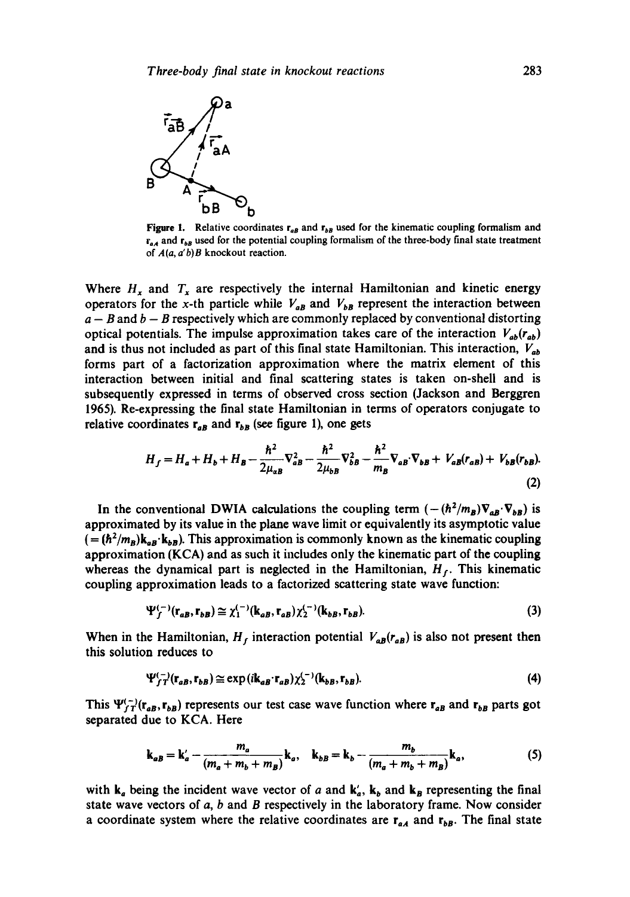Figure 1. Relative coordinates $\mathbf{r}_{aB}$ and $\mathbf{r}_{bB}$ used for the kinematic coupling formalism and $\mathbf{r}_{aA}$ and $\mathbf{r}_{bB}$ used for the potential coupling formalism of the three-body final state treatment of $A(a, a'b)B$ knockout reaction.

Where $H_x$ and $T_x$ are respectively the internal Hamiltonian and kinetic energy operators for the $x$-th particle while $V_{aB}$ and $V_{bB}$ represent the interaction between $a - B$ and $b - B$ respectively which are commonly replaced by conventional distorting optical potentials. The impulse approximation takes care of the interaction $V_{ab}(r_{ab})$ and is thus not included as part of this final state Hamiltonian. This interaction, $V_{ab}$ forms part of a factorization approximation where the matrix element of this interaction between initial and final scattering states is taken on-shell and is subsequently expressed in terms of observed cross section (Jackson and Berggren 1965). Re-expressing the final state Hamiltonian in terms of operators conjugate to relative coordinates $\mathbf{r}_{aB}$ and $\mathbf{r}_{bB}$ (see figure 1), one gets

$$H_f = H_a + H_b + H_B - \frac{\hbar^2}{2\mu_{aB}}\nabla_{aB}^2 - \frac{\hbar^2}{2\mu_{bB}}\nabla_{bB}^2 - \frac{\hbar^2}{m_B}\nabla_{aB}\cdot\nabla_{bB} + V_{aB}(r_{aB}) + V_{bB}(r_{bB}). \tag{2}$$

In the conventional DWIA calculations the coupling term $(-(\hbar^2/m_B)\nabla_{aB}\cdot\nabla_{bB})$ is approximated by its value in the plane wave limit or equivalently its asymptotic value $(= (\hbar^2/m_B)\mathbf{k}_{aB}\cdot\mathbf{k}_{bB})$. This approximation is commonly known as the kinematic coupling approximation (KCA) and as such it includes only the kinematic part of the coupling whereas the dynamical part is neglected in the Hamiltonian, $H_f$. This kinematic coupling approximation leads to a factorized scattering state wave function:

$$\Psi_f^{(-)}(\mathbf{r}_{aB}, \mathbf{r}_{bB}) \cong \chi_1^{(-)}(\mathbf{k}_{aB}, \mathbf{r}_{aB})\chi_2^{(-)}(\mathbf{k}_{bB}, \mathbf{r}_{bB}). \tag{3}$$

When in the Hamiltonian, $H_f$ interaction potential $V_{aB}(r_{aB})$ is also not present then this solution reduces to

$$\Psi_{fT}^{(-)}(\mathbf{r}_{aB}, \mathbf{r}_{bB}) \cong \exp(i\mathbf{k}_{aB}\cdot\mathbf{r}_{aB})\chi_2^{(-)}(\mathbf{k}_{bB}, \mathbf{r}_{bB}). \tag{4}$$

This $\Psi_{fT}^{(-)}(\mathbf{r}_{aB}, \mathbf{r}_{bB})$ represents our test case wave function where $\mathbf{r}_{aB}$ and $\mathbf{r}_{bB}$ parts got separated due to KCA. Here

$$\mathbf{k}_{aB} = \mathbf{k}'_a - \frac{m_a}{(m_a + m_b + m_B)}\mathbf{k}_a, \quad \mathbf{k}_{bB} = \mathbf{k}_b - \frac{m_b}{(m_a + m_b + m_B)}\mathbf{k}_a, \tag{5}$$

with $\mathbf{k}_a$ being the incident wave vector of $a$ and $\mathbf{k}'_a$, $\mathbf{k}_b$ and $\mathbf{k}_B$ representing the final state wave vectors of $a$, $b$ and $B$ respectively in the laboratory frame. Now consider a coordinate system where the relative coordinates are $\mathbf{r}_{aA}$ and $\mathbf{r}_{bB}$. The final state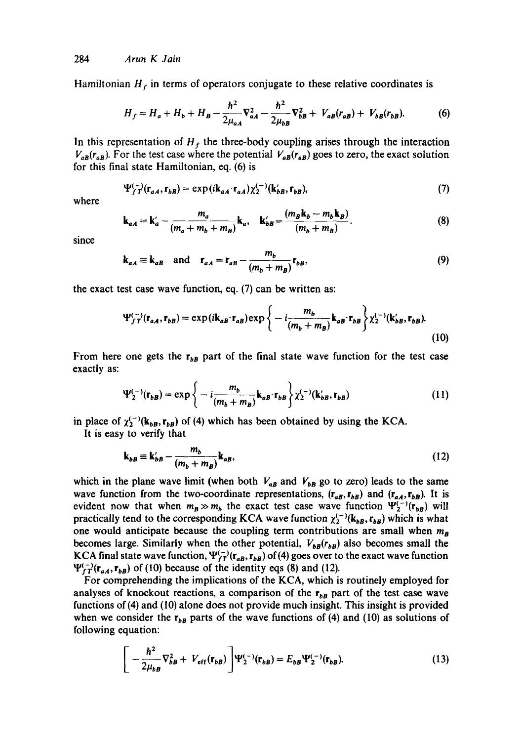Hamiltonian $H_f$ in terms of operators conjugate to these relative coordinates is

$$H_f = H_a + H_b + H_B - \frac{\hbar^2}{2\mu_{aA}}\nabla^2_{aA} - \frac{\hbar^2}{2\mu_{bB}}\nabla^2_{bB} + V_{aB}(r_{aB}) + V_{bB}(r_{bB}). \tag{6}$$

In this representation of $H_f$ the three-body coupling arises through the interaction $V_{aB}(r_{aB})$. For the test case where the potential $V_{aB}(r_{aB})$ goes to zero, the exact solution for this final state Hamiltonian, eq. (6) is

$$\Psi^{(-)}_{fT}(\mathbf{r}_{aA}, \mathbf{r}_{bB}) = \exp(i\mathbf{k}_{aA}\cdot\mathbf{r}_{aA})\chi^{(-)}_2(\mathbf{k}'_{bB}, \mathbf{r}_{bB}), \tag{7}$$

where

$$\mathbf{k}_{aA} = \mathbf{k}'_a - \frac{m_a}{(m_a + m_b + m_B)}\mathbf{k}_a, \quad \mathbf{k}'_{bB} = \frac{(m_B\mathbf{k}_b - m_b\mathbf{k}_B)}{(m_b + m_B)}. \tag{8}$$

since

$$\mathbf{k}_{aA} \equiv \mathbf{k}_{aB} \quad \text{and} \quad \mathbf{r}_{aA} = \mathbf{r}_{aB} - \frac{m_b}{(m_b + m_B)}\mathbf{r}_{bB}, \tag{9}$$

the exact test case wave function, eq. (7) can be written as:

$$\Psi^{(-)}_{fT}(\mathbf{r}_{aA}, \mathbf{r}_{bB}) = \exp(i\mathbf{k}_{aB}\cdot\mathbf{r}_{aB})\exp\left\{-i\frac{m_b}{(m_b + m_B)}\mathbf{k}_{aB}\cdot\mathbf{r}_{bB}\right\}\chi^{(-)}_2(\mathbf{k}'_{bB}, \mathbf{r}_{bB}). \tag{10}$$

From here one gets the $\mathbf{r}_{bB}$ part of the final state wave function for the test case exactly as:

$$\Psi^{(-)}_2(\mathbf{r}_{bB}) = \exp\left\{-i\frac{m_b}{(m_b + m_B)}\mathbf{k}_{aB}\cdot\mathbf{r}_{bB}\right\}\chi^{(-)}_2(\mathbf{k}'_{bB}, \mathbf{r}_{bB}) \tag{11}$$

in place of $\chi^{(-)}_2(\mathbf{k}_{bB}, \mathbf{r}_{bB})$ of (4) which has been obtained by using the KCA.

It is easy to verify that

$$\mathbf{k}_{bB} \equiv \mathbf{k}'_{bB} - \frac{m_b}{(m_b + m_B)}\mathbf{k}_{aB}, \tag{12}$$

which in the plane wave limit (when both $V_{aB}$ and $V_{bB}$ go to zero) leads to the same wave function from the two-coordinate representations, $(\mathbf{r}_{aB}, \mathbf{r}_{bB})$ and $(\mathbf{r}_{aA}, \mathbf{r}_{bB})$. It is evident now that when $m_B \gg m_b$ the exact test case wave function $\Psi^{(-)}_2(\mathbf{r}_{bB})$ will practically tend to the corresponding KCA wave function $\chi^{(-)}_2(\mathbf{k}_{bB}, \mathbf{r}_{bB})$ which is what one would anticipate because the coupling term contributions are small when $m_B$ becomes large. Similarly when the other potential, $V_{bB}(r_{bB})$ also becomes small the KCA final state wave function, $\Psi^{(-)}_{fT}(\mathbf{r}_{aB}, \mathbf{r}_{bB})$ of (4) goes over to the exact wave function $\Psi^{(-)}_{fT}(\mathbf{r}_{aA}, \mathbf{r}_{bB})$ of (10) because of the identity eqs (8) and (12).

For comprehending the implications of the KCA, which is routinely employed for analyses of knockout reactions, a comparison of the $\mathbf{r}_{bB}$ part of the test case wave functions of (4) and (10) alone does not provide much insight. This insight is provided when we consider the $\mathbf{r}_{bB}$ parts of the wave functions of (4) and (10) as solutions of following equation:

$$\left[-\frac{\hbar^2}{2\mu_{bB}}\nabla^2_{bB} + V_{\text{eff}}(\mathbf{r}_{bB})\right]\Psi^{(-)}_2(\mathbf{r}_{bB}) = E_{bB}\Psi^{(-)}_2(\mathbf{r}_{bB}). \tag{13}$$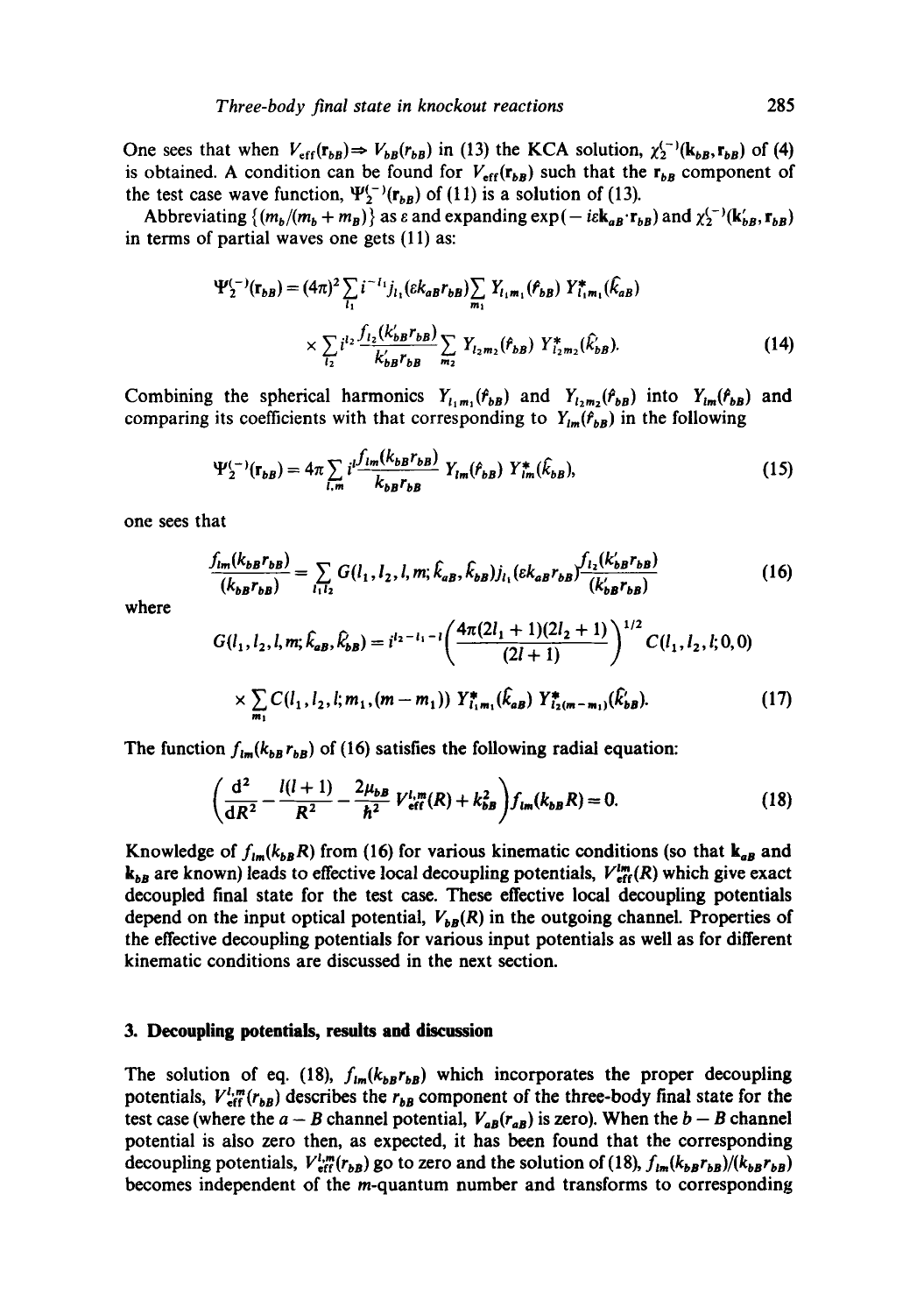One sees that when $V_{\rm eff}(\mathbf{r}_{bB}) \Rightarrow V_{bB}(r_{bB})$ in (13) the KCA solution, $\chi_2^{(-)}(\mathbf{k}_{bB}, \mathbf{r}_{bB})$ of (4) is obtained. A condition can be found for $V_{\rm eff}(\mathbf{r}_{bB})$ such that the $\mathbf{r}_{bB}$ component of the test case wave function, $\Psi_2^{(-)}(\mathbf{r}_{bB})$ of (11) is a solution of (13).

Abbreviating $\{(m_b/(m_b + m_B)\}$ as $\varepsilon$ and expanding $\exp(-i\varepsilon \mathbf{k}_{aB}\cdot\mathbf{r}_{bB})$ and $\chi_2^{(-)}(\mathbf{k}'_{bB}, \mathbf{r}_{bB})$ in terms of partial waves one gets (11) as:

$$\Psi_2^{(-)}(\mathbf{r}_{bB}) = (4\pi)^2 \sum_{l_1} i^{-l_1} j_{l_1}(\varepsilon k_{aB} r_{bB}) \sum_{m_1} Y_{l_1 m_1}(\hat{r}_{bB})\, Y^*_{l_1 m_1}(\hat{k}_{aB})$$
$$\times \sum_{l_2} i^{l_2} \frac{f_{l_2}(k'_{bB} r_{bB})}{k'_{bB} r_{bB}} \sum_{m_2} Y_{l_2 m_2}(\hat{r}_{bB})\, Y^*_{l_2 m_2}(\hat{k}'_{bB}). \tag{14}$$

Combining the spherical harmonics $Y_{l_1 m_1}(\hat{r}_{bB})$ and $Y_{l_2 m_2}(\hat{r}_{bB})$ into $Y_{lm}(\hat{r}_{bB})$ and comparing its coefficients with that corresponding to $Y_{lm}(\hat{r}_{bB})$ in the following

$$\Psi_2^{(-)}(\mathbf{r}_{bB}) = 4\pi \sum_{l,m} i^l \frac{f_{lm}(k_{bB} r_{bB})}{k_{bB} r_{bB}}\, Y_{lm}(\hat{r}_{bB})\, Y^*_{lm}(\hat{k}_{bB}), \tag{15}$$

one sees that

$$\frac{f_{lm}(k_{bB} r_{bB})}{(k_{bB} r_{bB})} = \sum_{l_1 l_2} G(l_1, l_2, l, m; \hat{k}_{aB}, \hat{k}_{bB})\, j_{l_1}(\varepsilon k_{aB} r_{bB}) \frac{f_{l_2}(k'_{bB} r_{bB})}{(k'_{bB} r_{bB})} \tag{16}$$

where

$$G(l_1, l_2, l, m; \hat{k}_{aB}, \hat{k}_{bB}) = i^{l_2 - l_1 - l} \left( \frac{4\pi (2l_1 + 1)(2l_2 + 1)}{(2l + 1)} \right)^{1/2} C(l_1, l_2, l; 0, 0)$$
$$\times \sum_{m_1} C(l_1, l_2, l; m_1, (m - m_1))\, Y^*_{l_1 m_1}(\hat{k}_{aB})\, Y^*_{l_2 (m - m_1)}(\hat{k}'_{bB}). \tag{17}$$

The function $f_{lm}(k_{bB} r_{bB})$ of (16) satisfies the following radial equation:

$$\left( \frac{d^2}{dR^2} - \frac{l(l+1)}{R^2} - \frac{2\mu_{bB}}{\hbar^2} V^{l,m}_{\rm eff}(R) + k^2_{bB} \right) f_{lm}(k_{bB} R) = 0. \tag{18}$$

Knowledge of $f_{lm}(k_{bB} R)$ from (16) for various kinematic conditions (so that $\mathbf{k}_{aB}$ and $\mathbf{k}_{bB}$ are known) leads to effective local decoupling potentials, $V^{lm}_{\rm eff}(R)$ which give exact decoupled final state for the test case. These effective local decoupling potentials depend on the input optical potential, $V_{bB}(R)$ in the outgoing channel. Properties of the effective decoupling potentials for various input potentials as well as for different kinematic conditions are discussed in the next section.

## 3. Decoupling potentials, results and discussion

The solution of eq. (18), $f_{lm}(k_{bB} r_{bB})$ which incorporates the proper decoupling potentials, $V^{l,m}_{\rm eff}(r_{bB})$ describes the $r_{bB}$ component of the three-body final state for the test case (where the $a - B$ channel potential, $V_{aB}(r_{aB})$ is zero). When the $b - B$ channel potential is also zero then, as expected, it has been found that the corresponding decoupling potentials, $V^{lm}_{\rm eff}(r_{bB})$ go to zero and the solution of (18), $f_{lm}(k_{bB} r_{bB})/(k_{bB} r_{bB})$ becomes independent of the $m$-quantum number and transforms to corresponding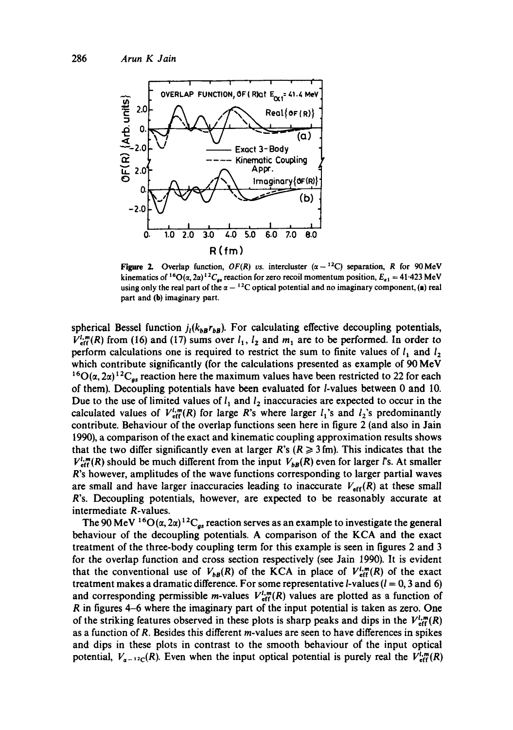**Figure 2.** Overlap function, $OF(R)$ *vs.* intercluster ($\alpha - {}^{12}C$) separation, $R$ for 90 MeV kinematics of ${}^{16}O(\alpha, 2\alpha){}^{12}C_{gs}$ reaction for zero recoil momentum position, $E_{\alpha 1} = 41{\cdot}423$ MeV using only the real part of the $\alpha - {}^{12}C$ optical potential and no imaginary component, (a) real part and (b) imaginary part.

spherical Bessel function $j_l(k_{bB} r_{bB})$. For calculating effective decoupling potentials, $V_{\text{eff}}^{l,m}(R)$ from (16) and (17) sums over $l_1$, $l_2$ and $m_1$ are to be performed. In order to perform calculations one is required to restrict the sum to finite values of $l_1$ and $l_2$ which contribute significantly (for the calculations presented as example of 90 MeV ${}^{16}O(\alpha, 2\alpha){}^{12}C_{gs}$ reaction here the maximum values have been restricted to 22 for each of them). Decoupling potentials have been evaluated for $l$-values between 0 and 10. Due to the use of limited values of $l_1$ and $l_2$ inaccuracies are expected to occur in the calculated values of $V_{\text{eff}}^{l,m}(R)$ for large $R$'s where larger $l_1$'s and $l_2$'s predominantly contribute. Behaviour of the overlap functions seen here in figure 2 (and also in Jain 1990), a comparison of the exact and kinematic coupling approximation results shows that the two differ significantly even at larger $R$'s ($R \geqslant 3$ fm). This indicates that the $V_{\text{eff}}^{l,m}(R)$ should be much different from the input $V_{bB}(R)$ even for larger $l$'s. At smaller $R$'s however, amplitudes of the wave functions corresponding to larger partial waves are small and have larger inaccuracies leading to inaccurate $V_{\text{eff}}(R)$ at these small $R$'s. Decoupling potentials, however, are expected to be reasonably accurate at intermediate $R$-values.

The 90 MeV ${}^{16}O(\alpha, 2\alpha){}^{12}C_{gs}$ reaction serves as an example to investigate the general behaviour of the decoupling potentials. A comparison of the KCA and the exact treatment of the three-body coupling term for this example is seen in figures 2 and 3 for the overlap function and cross section respectively (see Jain 1990). It is evident that the conventional use of $V_{bB}(R)$ of the KCA in place of $V_{\text{eff}}^{l,m}(R)$ of the exact treatment makes a dramatic difference. For some representative $l$-values ($l = 0, 3$ and 6) and corresponding permissible $m$-values $V_{\text{eff}}^{l,m}(R)$ values are plotted as a function of $R$ in figures 4–6 where the imaginary part of the input potential is taken as zero. One of the striking features observed in these plots is sharp peaks and dips in the $V_{\text{eff}}^{l,m}(R)$ as a function of $R$. Besides this different $m$-values are seen to have differences in spikes and dips in these plots in contrast to the smooth behaviour of the input optical potential, $V_{\alpha - {}^{12}C}(R)$. Even when the input optical potential is purely real the $V_{\text{eff}}^{l,m}(R)$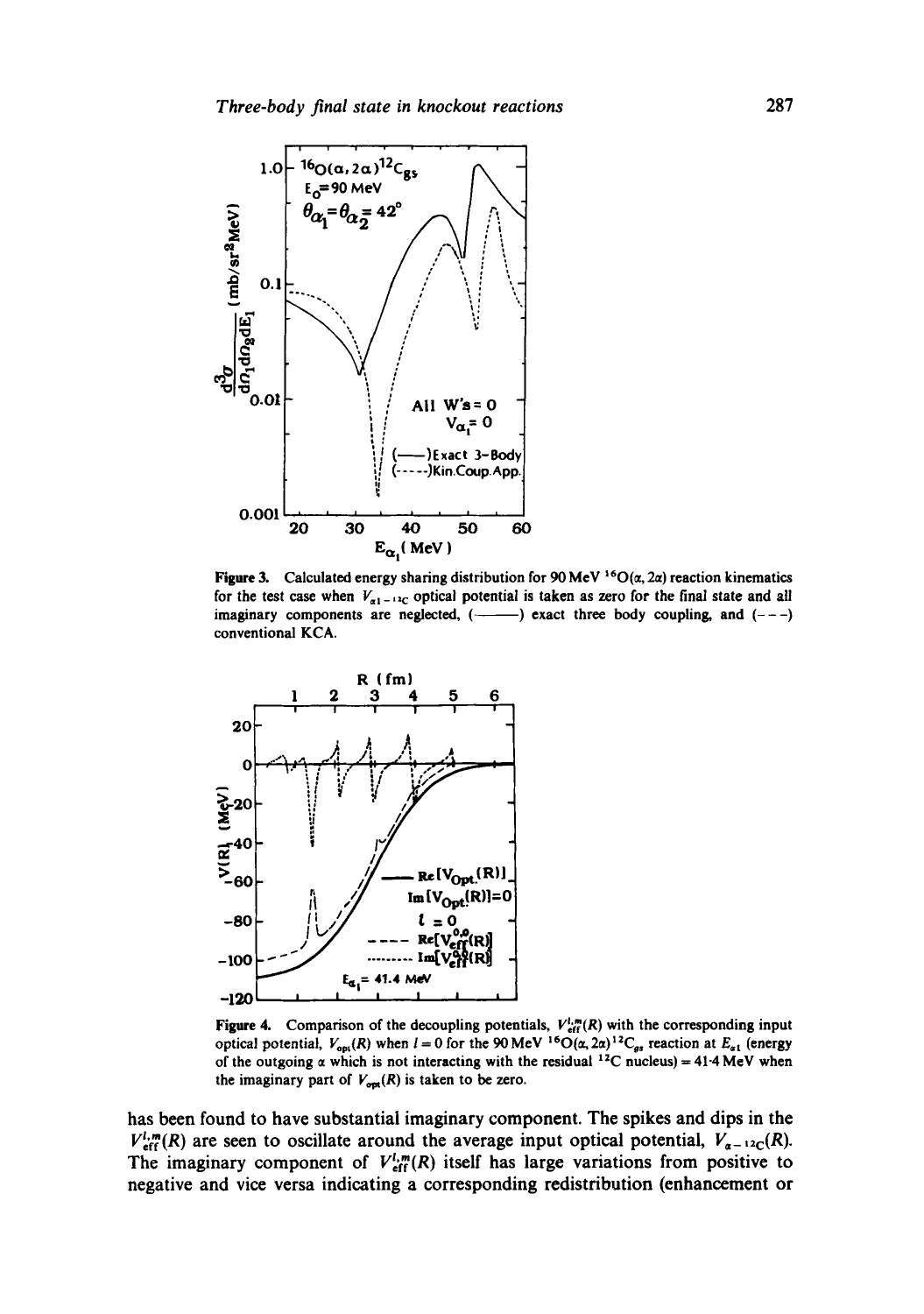Figure 3. Calculated energy sharing distribution for 90 MeV $^{16}O(\alpha, 2\alpha)$ reaction kinematics for the test case when $V_{\alpha 1-{}^{12}C}$ optical potential is taken as zero for the final state and all imaginary components are neglected, (———) exact three body coupling, and (- - -) conventional KCA.

Figure 4. Comparison of the decoupling potentials, $V_{\rm eff}^{l,m}(R)$ with the corresponding input optical potential, $V_{\rm opt}(R)$ when $l = 0$ for the 90 MeV $^{16}O(\alpha, 2\alpha)^{12}C_{gs}$ reaction at $E_{\alpha 1}$ (energy of the outgoing $\alpha$ which is not interacting with the residual $^{12}C$ nucleus) = 41·4 MeV when the imaginary part of $V_{\rm opt}(R)$ is taken to be zero.

has been found to have substantial imaginary component. The spikes and dips in the $V_{\rm eff}^{l,m}(R)$ are seen to oscillate around the average input optical potential, $V_{\alpha-{}^{12}C}(R)$. The imaginary component of $V_{\rm eff}^{l,m}(R)$ itself has large variations from positive to negative and vice versa indicating a corresponding redistribution (enhancement or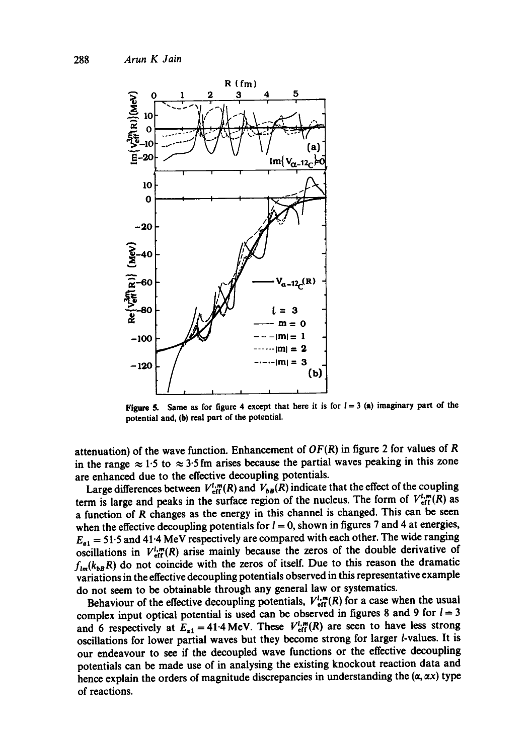Figure 5. Same as for figure 4 except that here it is for $l = 3$ (a) imaginary part of the potential and, (b) real part of the potential.

attenuation) of the wave function. Enhancement of $OF(R)$ in figure 2 for values of $R$ in the range $\approx 1{\cdot}5$ to $\approx 3{\cdot}5$ fm arises because the partial waves peaking in this zone are enhanced due to the effective decoupling potentials.

Large differences between $V^{l,m}_{\text{eff}}(R)$ and $V_{bB}(R)$ indicate that the effect of the coupling term is large and peaks in the surface region of the nucleus. The form of $V^{l,m}_{\text{eff}}(R)$ as a function of $R$ changes as the energy in this channel is changed. This can be seen when the effective decoupling potentials for $l = 0$, shown in figures 7 and 4 at energies, $E_{\alpha 1} = 51{\cdot}5$ and $41{\cdot}4$ MeV respectively are compared with each other. The wide ranging oscillations in $V^{l,m}_{\text{eff}}(R)$ arise mainly because the zeros of the double derivative of $f_{lm}(k_{bB}R)$ do not coincide with the zeros of itself. Due to this reason the dramatic variations in the effective decoupling potentials observed in this representative example do not seem to be obtainable through any general law or systematics.

Behaviour of the effective decoupling potentials, $V^{l,m}_{\text{eff}}(R)$ for a case when the usual complex input optical potential is used can be observed in figures 8 and 9 for $l = 3$ and 6 respectively at $E_{\alpha 1} = 41{\cdot}4$ MeV. These $V^{l,m}_{\text{eff}}(R)$ are seen to have less strong oscillations for lower partial waves but they become strong for larger $l$-values. It is our endeavour to see if the decoupled wave functions or the effective decoupling potentials can be made use of in analysing the existing knockout reaction data and hence explain the orders of magnitude discrepancies in understanding the $(\alpha, \alpha x)$ type of reactions.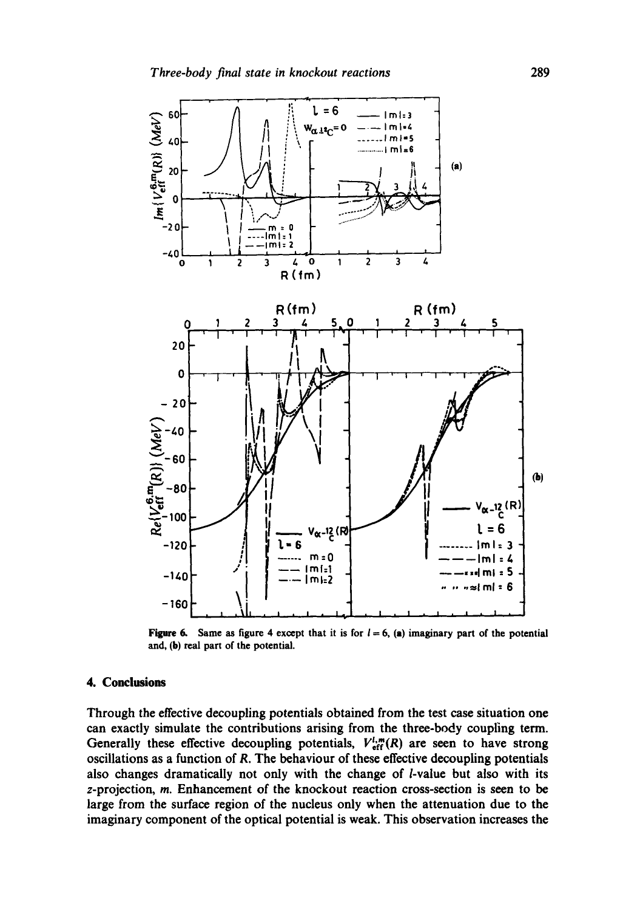**Figure 6.** Same as figure 4 except that it is for $l = 6$, (**a**) imaginary part of the potential and, (**b**) real part of the potential.

## 4. Conclusions

Through the effective decoupling potentials obtained from the test case situation one can exactly simulate the contributions arising from the three-body coupling term. Generally these effective decoupling potentials, $V_{\mathrm{eff}}^{l,m}(R)$ are seen to have strong oscillations as a function of $R$. The behaviour of these effective decoupling potentials also changes dramatically not only with the change of $l$-value but also with its $z$-projection, $m$. Enhancement of the knockout reaction cross-section is seen to be large from the surface region of the nucleus only when the attenuation due to the imaginary component of the optical potential is weak. This observation increases the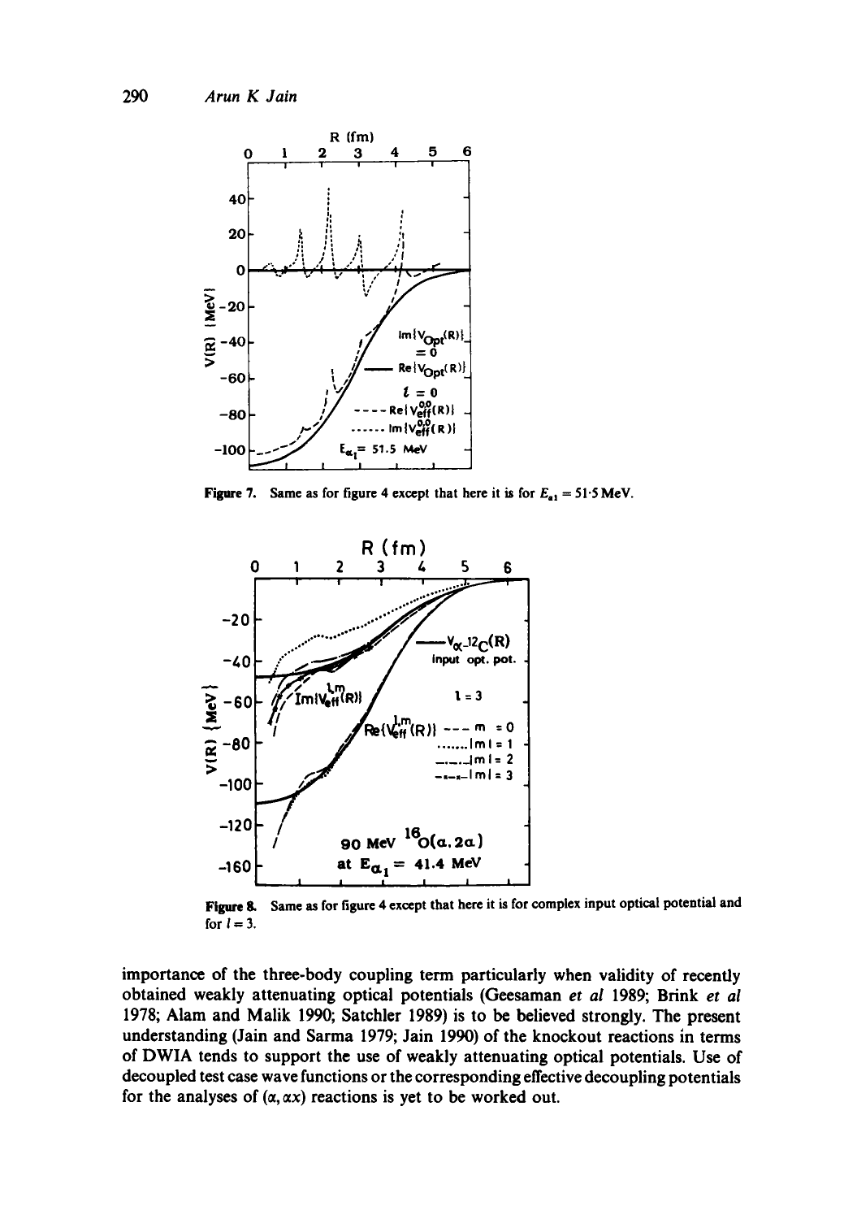**Figure 7.** Same as for figure 4 except that here it is for $E_{\alpha_1} = 51{\cdot}5$ MeV.

**Figure 8.** Same as for figure 4 except that here it is for complex input optical potential and for $l = 3$.

importance of the three-body coupling term particularly when validity of recently obtained weakly attenuating optical potentials (Geesaman *et al* 1989; Brink *et al* 1978; Alam and Malik 1990; Satchler 1989) is to be believed strongly. The present understanding (Jain and Sarma 1979; Jain 1990) of the knockout reactions in terms of DWIA tends to support the use of weakly attenuating optical potentials. Use of decoupled test case wave functions or the corresponding effective decoupling potentials for the analyses of $(\alpha, \alpha x)$ reactions is yet to be worked out.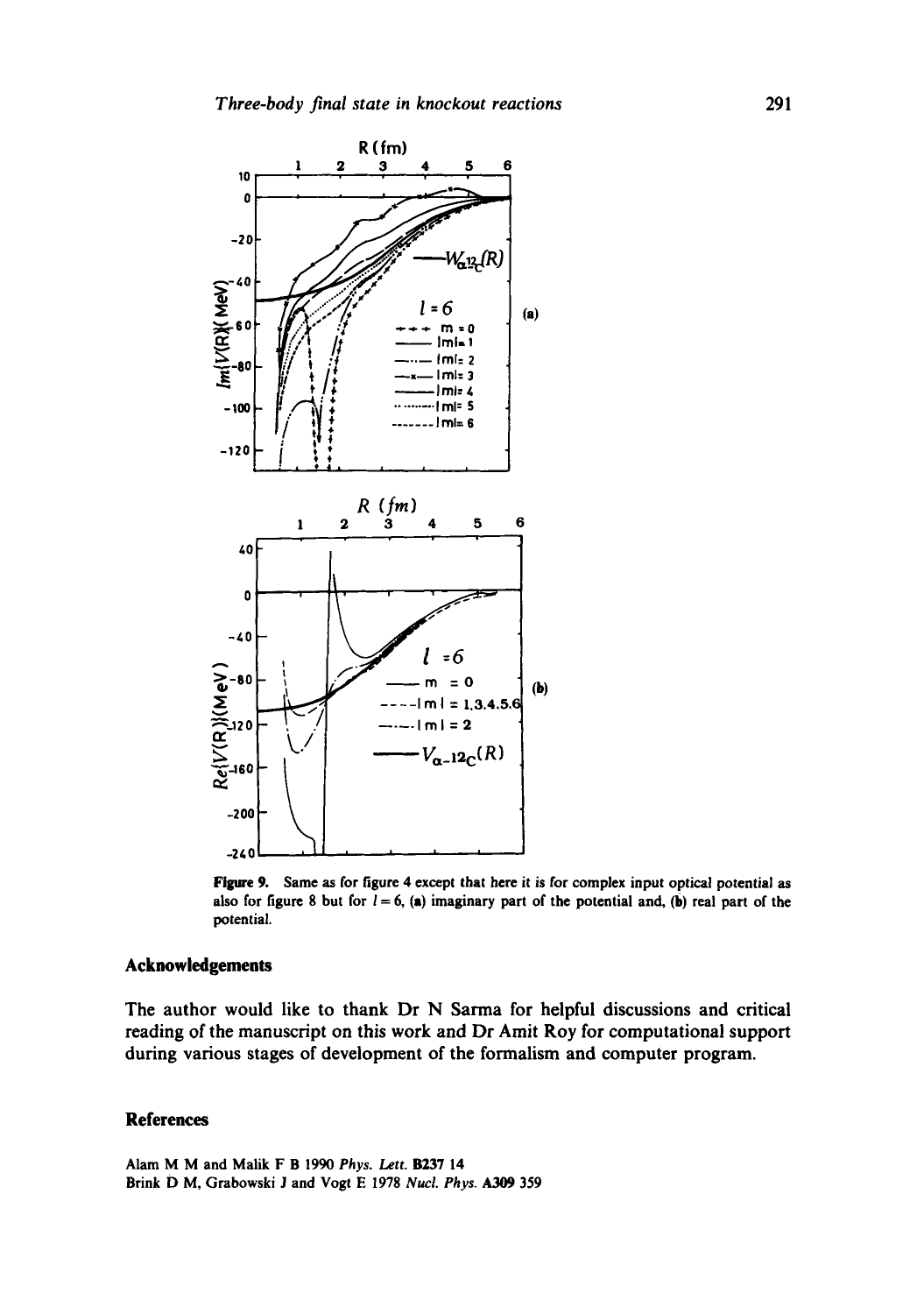**Figure 9.** Same as for figure 4 except that here it is for complex input optical potential as also for figure 8 but for $l = 6$, (a) imaginary part of the potential and, (b) real part of the potential.

## Acknowledgements

The author would like to thank Dr N Sarma for helpful discussions and critical reading of the manuscript on this work and Dr Amit Roy for computational support during various stages of development of the formalism and computer program.

## References

Alam M M and Malik F B 1990 *Phys. Lett.* **B237** 14

Brink D M, Grabowski J and Vogt E 1978 *Nucl. Phys.* **A309** 359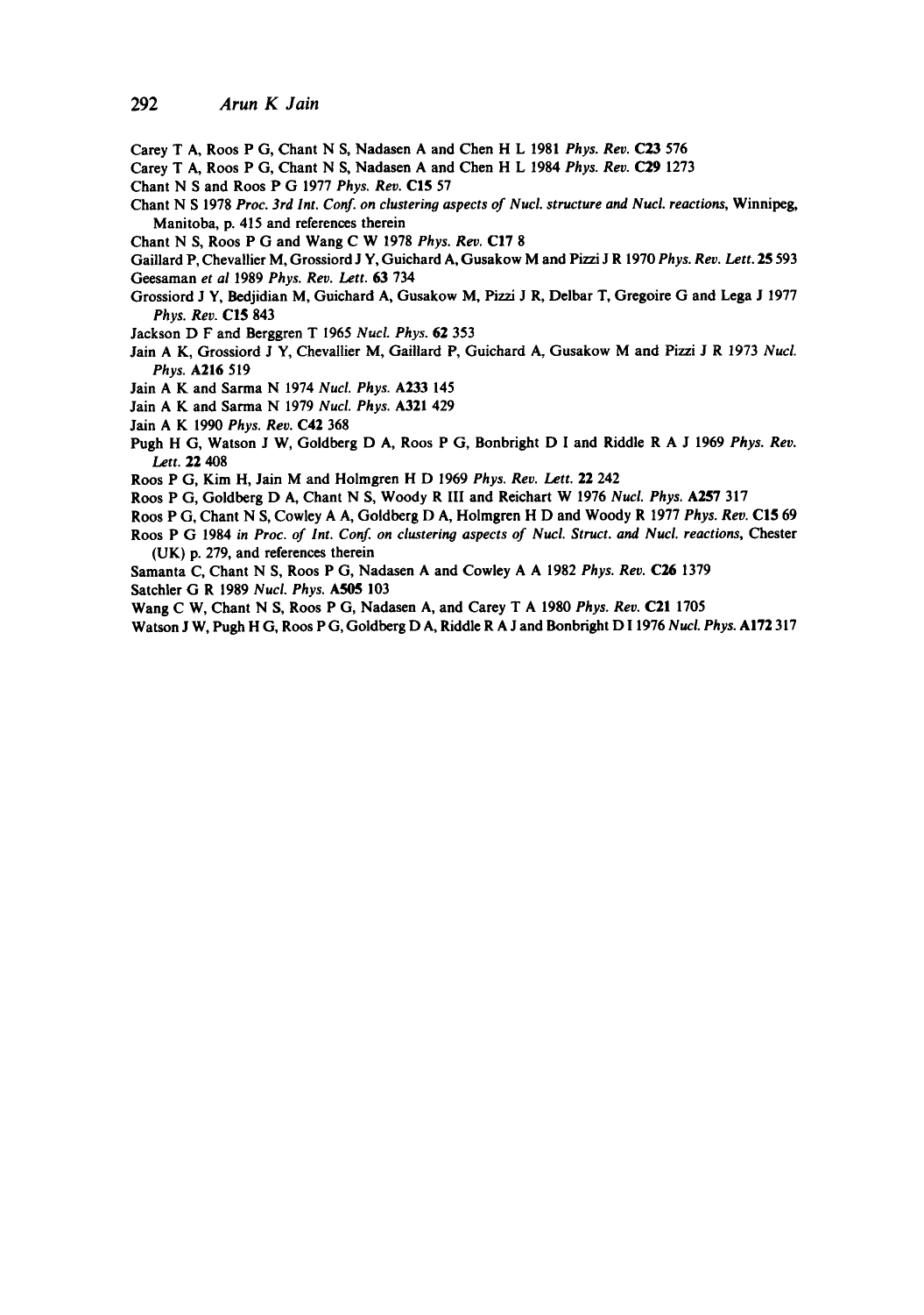Carey T A, Roos P G, Chant N S, Nadasen A and Chen H L 1981 *Phys. Rev.* **C23** 576

Carey T A, Roos P G, Chant N S, Nadasen A and Chen H L 1984 *Phys. Rev.* **C29** 1273

Chant N S and Roos P G 1977 *Phys. Rev.* **C15** 57

Chant N S 1978 *Proc. 3rd Int. Conf. on clustering aspects of Nucl. structure and Nucl. reactions*, Winnipeg, Manitoba, p. 415 and references therein

Chant N S, Roos P G and Wang C W 1978 *Phys. Rev.* **C17** 8

Gaillard P, Chevallier M, Grossiord J Y, Guichard A, Gusakow M and Pizzi J R 1970 *Phys. Rev. Lett.* **25** 593

Geesaman *et al* 1989 *Phys. Rev. Lett.* **63** 734

Grossiord J Y, Bedjidian M, Guichard A, Gusakow M, Pizzi J R, Delbar T, Gregoire G and Lega J 1977 *Phys. Rev.* **C15** 843

Jackson D F and Berggren T 1965 *Nucl. Phys.* **62** 353

Jain A K, Grossiord J Y, Chevallier M, Gaillard P, Guichard A, Gusakow M and Pizzi J R 1973 *Nucl. Phys.* **A216** 519

Jain A K and Sarma N 1974 *Nucl. Phys.* **A233** 145

Jain A K and Sarma N 1979 *Nucl. Phys.* **A321** 429

Jain A K 1990 *Phys. Rev.* **C42** 368

Pugh H G, Watson J W, Goldberg D A, Roos P G, Bonbright D I and Riddle R A J 1969 *Phys. Rev. Lett.* **22** 408

Roos P G, Kim H, Jain M and Holmgren H D 1969 *Phys. Rev. Lett.* **22** 242

Roos P G, Goldberg D A, Chant N S, Woody R III and Reichart W 1976 *Nucl. Phys.* **A257** 317

Roos P G, Chant N S, Cowley A A, Goldberg D A, Holmgren H D and Woody R 1977 *Phys. Rev.* **C15** 69

Roos P G 1984 *in Proc. of Int. Conf. on clustering aspects of Nucl. Struct. and Nucl. reactions*, Chester (UK) p. 279, and references therein

Samanta C, Chant N S, Roos P G, Nadasen A and Cowley A A 1982 *Phys. Rev.* **C26** 1379

Satchler G R 1989 *Nucl. Phys.* **A505** 103

Wang C W, Chant N S, Roos P G, Nadasen A, and Carey T A 1980 *Phys. Rev.* **C21** 1705

Watson J W, Pugh H G, Roos P G, Goldberg D A, Riddle R A J and Bonbright D I 1976 *Nucl. Phys.* **A172** 317